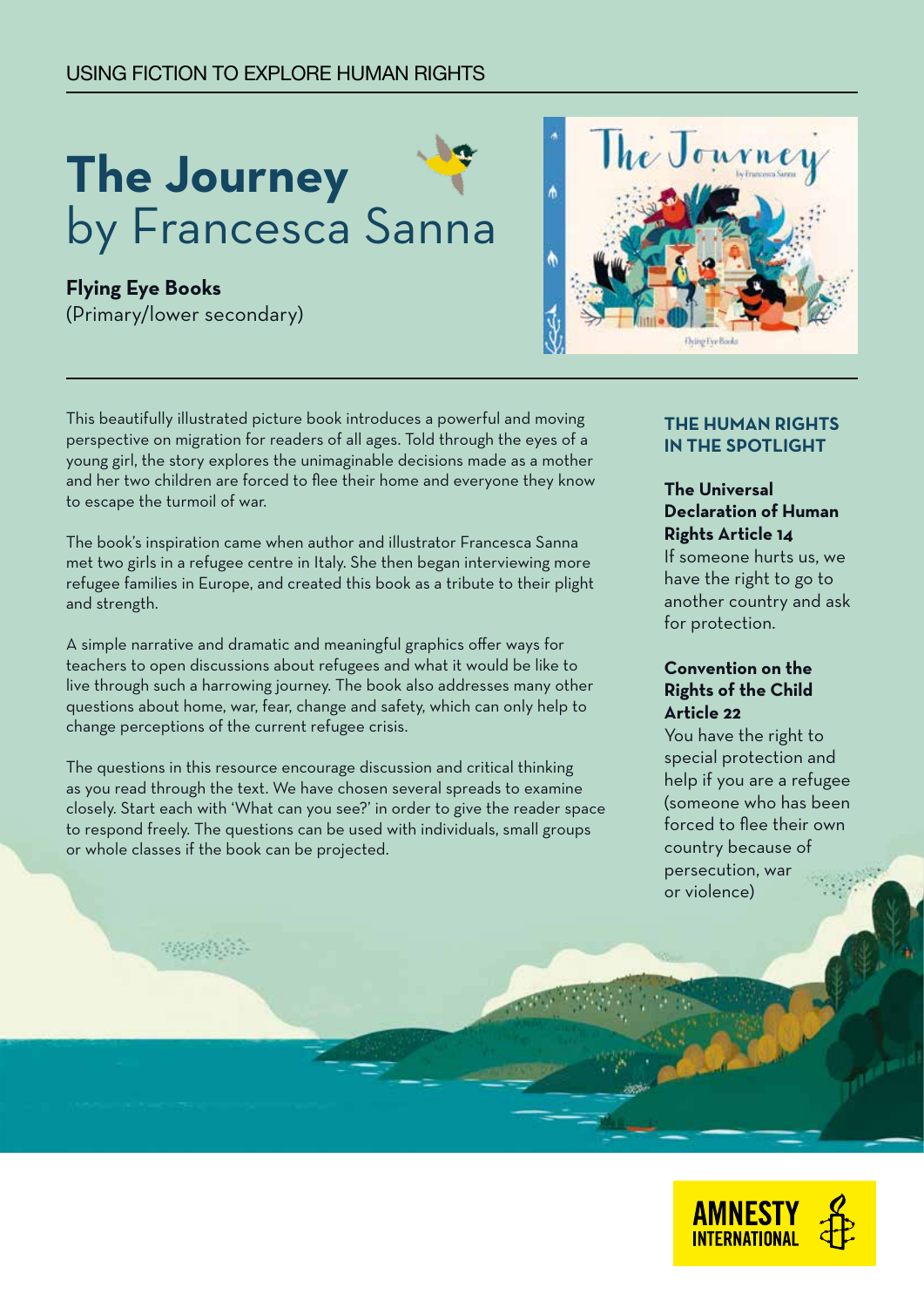USING FICTION TO EXPLORE HUMAN RIGHTS

# The Journey by Francesca Sanna

**Flying Eye Books**
(Primary/lower secondary)

This beautifully illustrated picture book introduces a powerful and moving perspective on migration for readers of all ages. Told through the eyes of a young girl, the story explores the unimaginable decisions made as a mother and her two children are forced to flee their home and everyone they know to escape the turmoil of war.

The book's inspiration came when author and illustrator Francesca Sanna met two girls in a refugee centre in Italy. She then began interviewing more refugee families in Europe, and created this book as a tribute to their plight and strength.

A simple narrative and dramatic and meaningful graphics offer ways for teachers to open discussions about refugees and what it would be like to live through such a harrowing journey. The book also addresses many other questions about home, war, fear, change and safety, which can only help to change perceptions of the current refugee crisis.

The questions in this resource encourage discussion and critical thinking as you read through the text. We have chosen several spreads to examine closely. Start each with 'What can you see?' in order to give the reader space to respond freely. The questions can be used with individuals, small groups or whole classes if the book can be projected.

## THE HUMAN RIGHTS IN THE SPOTLIGHT

**The Universal Declaration of Human Rights Article 14**
If someone hurts us, we have the right to go to another country and ask for protection.

**Convention on the Rights of the Child Article 22**
You have the right to special protection and help if you are a refugee (someone who has been forced to flee their own country because of persecution, war or violence)

AMNESTY INTERNATIONAL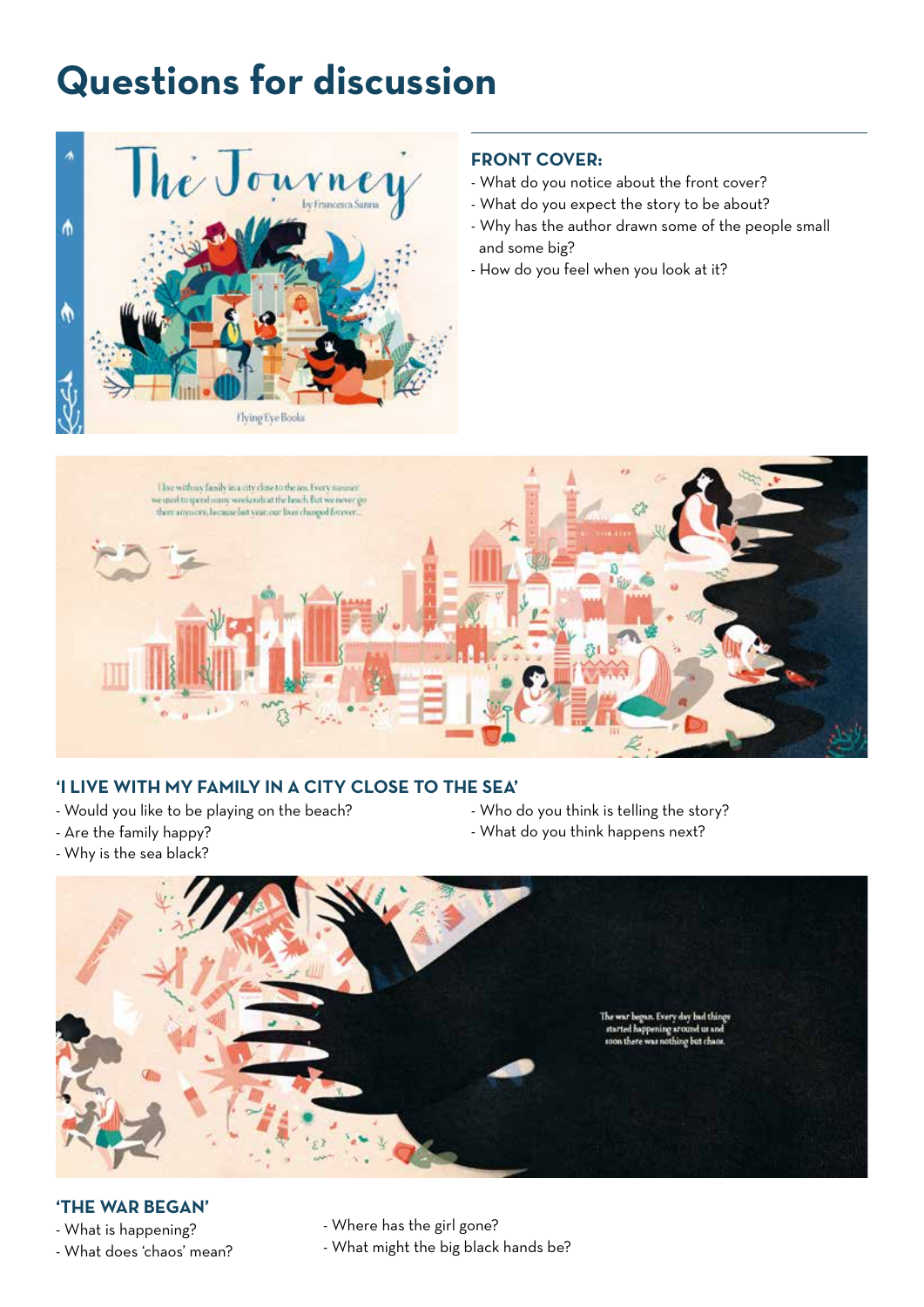# Questions for discussion

## FRONT COVER:

- What do you notice about the front cover?
- What do you expect the story to be about?
- Why has the author drawn some of the people small and some big?
- How do you feel when you look at it?

## 'I LIVE WITH MY FAMILY IN A CITY CLOSE TO THE SEA'

- Would you like to be playing on the beach?
- Are the family happy?
- Why is the sea black?
- Who do you think is telling the story?
- What do you think happens next?

## 'THE WAR BEGAN'

- What is happening?
- What does 'chaos' mean?
- Where has the girl gone?
- What might the big black hands be?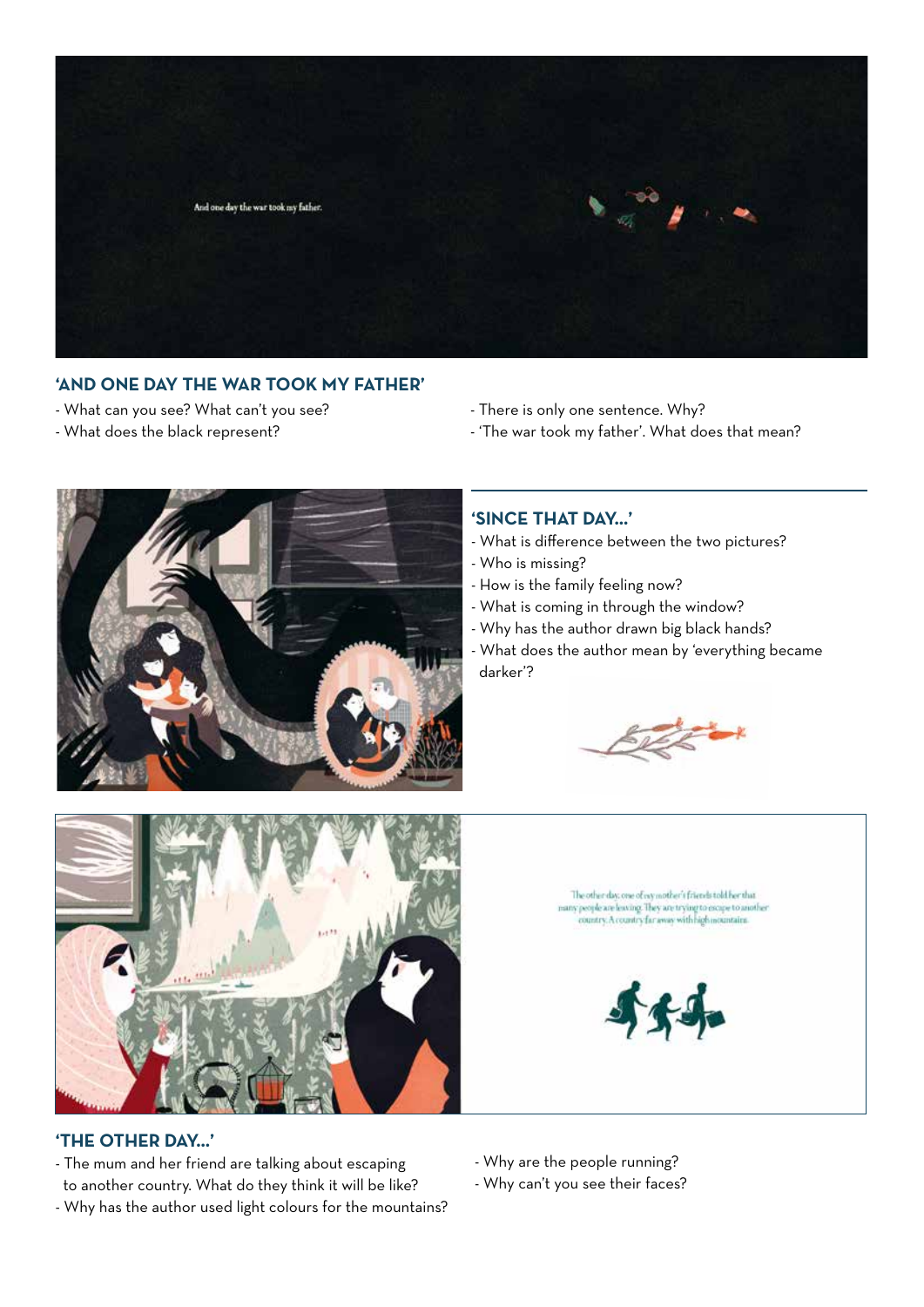## 'AND ONE DAY THE WAR TOOK MY FATHER'

- What can you see? What can't you see?
- What does the black represent?
- There is only one sentence. Why?
- 'The war took my father'. What does that mean?

## 'SINCE THAT DAY...'

- What is difference between the two pictures?
- Who is missing?
- How is the family feeling now?
- What is coming in through the window?
- Why has the author drawn big black hands?
- What does the author mean by 'everything became darker'?

## 'THE OTHER DAY...'

- The mum and her friend are talking about escaping to another country. What do they think it will be like?
- Why has the author used light colours for the mountains?
- Why are the people running?
- Why can't you see their faces?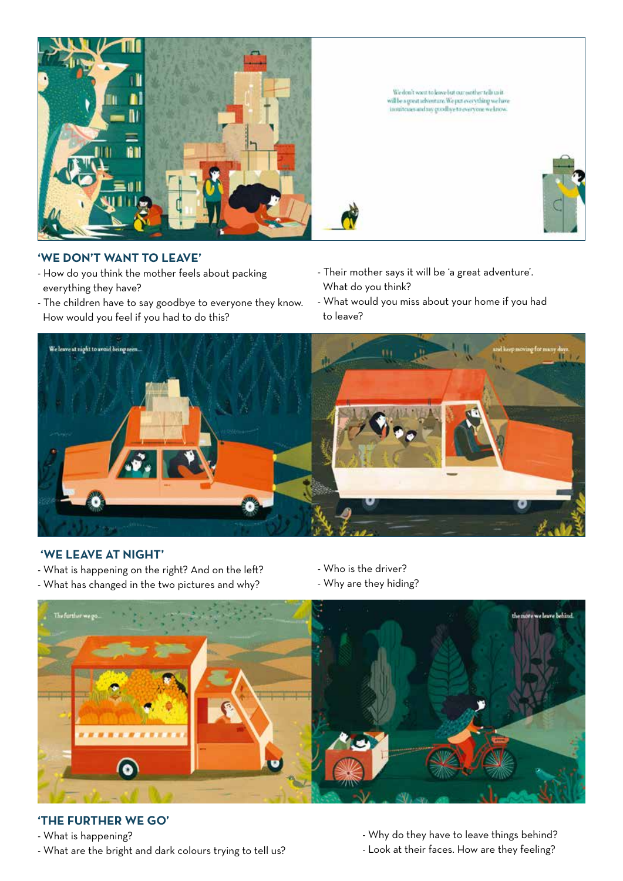We don't want to leave but our mother tells us it will be a great adventure. We put everything we have in suitcases and say goodbye to everyone we know.

## 'WE DON'T WANT TO LEAVE'

- How do you think the mother feels about packing everything they have?
- The children have to say goodbye to everyone they know. How would you feel if you had to do this?
- Their mother says it will be 'a great adventure'. What do you think?
- What would you miss about your home if you had to leave?

We leave at night to avoid being seen...

and keep moving for many days.

## 'WE LEAVE AT NIGHT'

- What is happening on the right? And on the left?
- What has changed in the two pictures and why?
- Who is the driver?
- Why are they hiding?

The further we go...

the more we leave behind.

## 'THE FURTHER WE GO'

- What is happening?
- What are the bright and dark colours trying to tell us?
- Why do they have to leave things behind?
- Look at their faces. How are they feeling?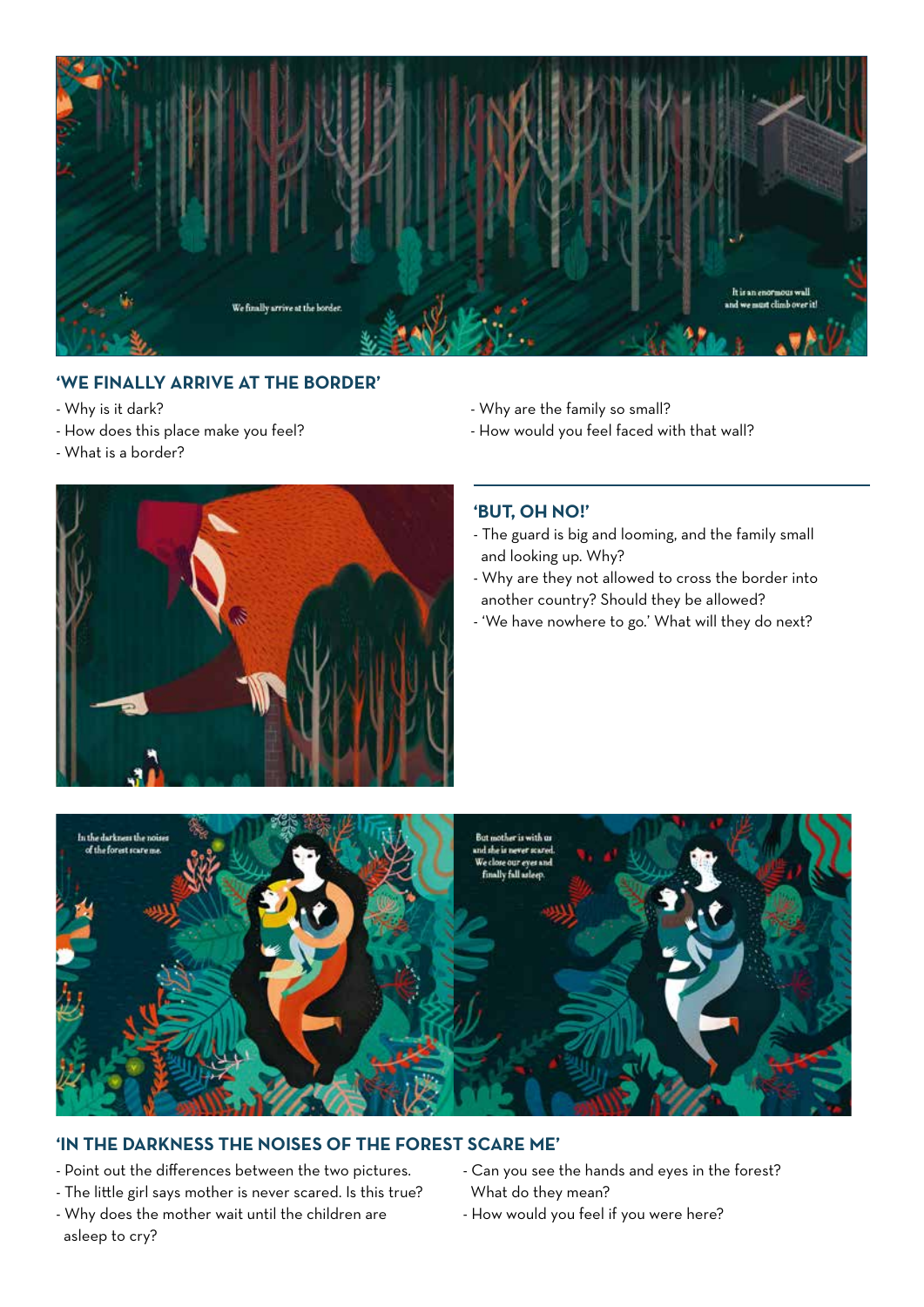## 'WE FINALLY ARRIVE AT THE BORDER'

- Why is it dark?
- How does this place make you feel?
- What is a border?
- Why are the family so small?
- How would you feel faced with that wall?

## 'BUT, OH NO!'

- The guard is big and looming, and the family small and looking up. Why?
- Why are they not allowed to cross the border into another country? Should they be allowed?
- 'We have nowhere to go.' What will they do next?

## 'IN THE DARKNESS THE NOISES OF THE FOREST SCARE ME'

- Point out the differences between the two pictures.
- The little girl says mother is never scared. Is this true?
- Why does the mother wait until the children are asleep to cry?
- Can you see the hands and eyes in the forest? What do they mean?
- How would you feel if you were here?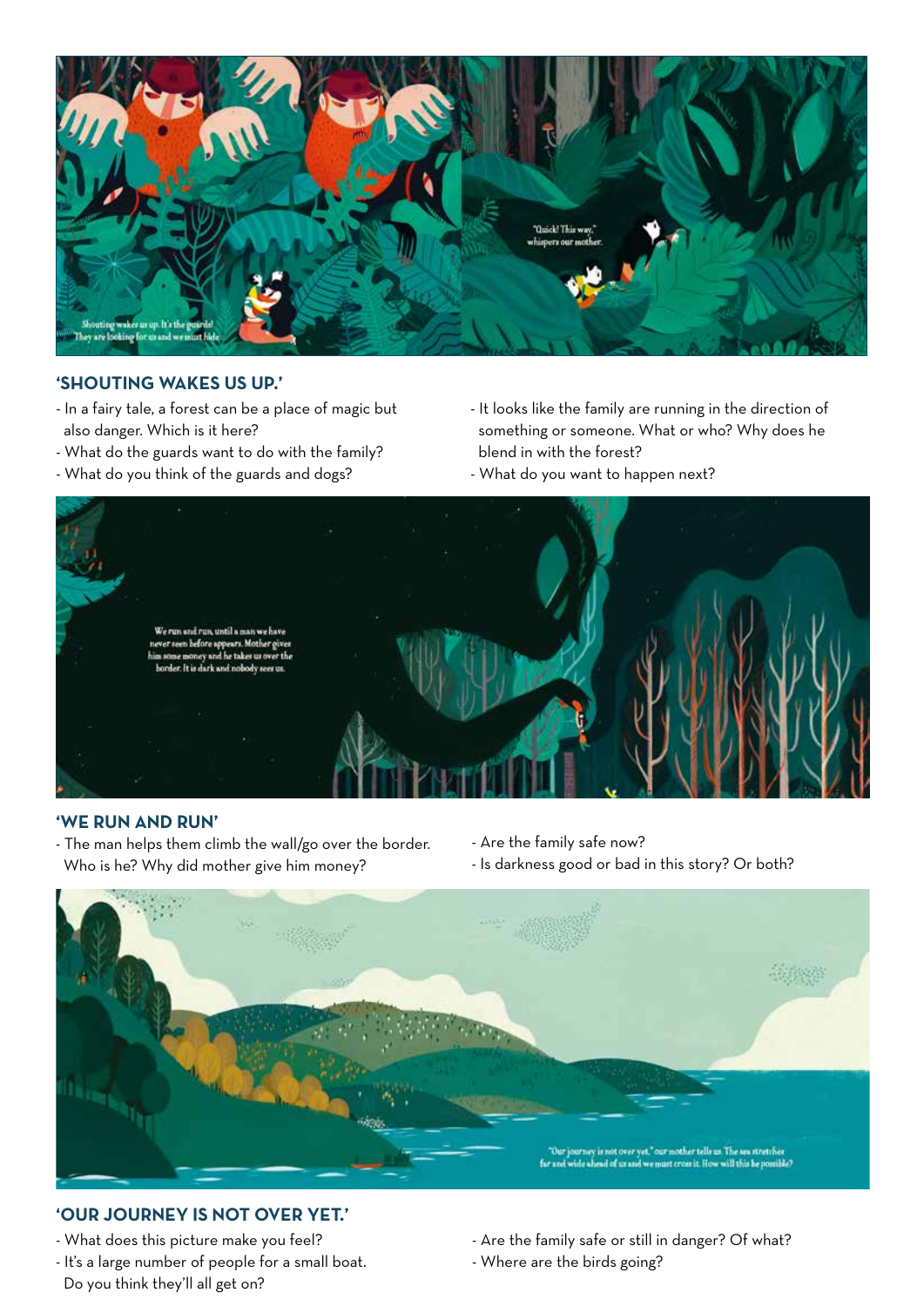## 'SHOUTING WAKES US UP.'

- In a fairy tale, a forest can be a place of magic but also danger. Which is it here?
- What do the guards want to do with the family?
- What do you think of the guards and dogs?
- It looks like the family are running in the direction of something or someone. What or who? Why does he blend in with the forest?
- What do you want to happen next?

## 'WE RUN AND RUN'

- The man helps them climb the wall/go over the border. Who is he? Why did mother give him money?
- Are the family safe now?
- Is darkness good or bad in this story? Or both?

## 'OUR JOURNEY IS NOT OVER YET.'

- What does this picture make you feel?
- It's a large number of people for a small boat. Do you think they'll all get on?
- Are the family safe or still in danger? Of what?
- Where are the birds going?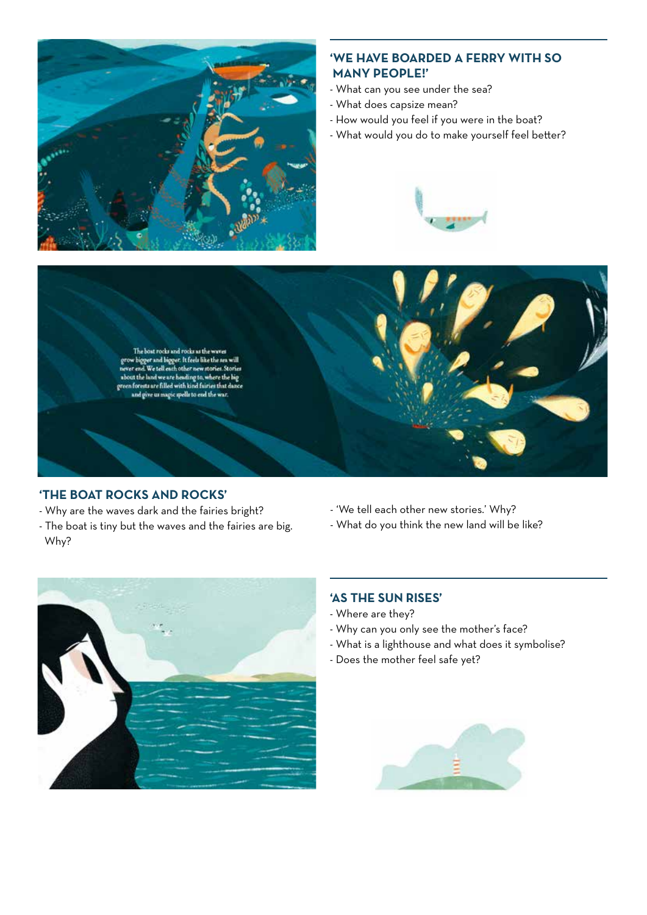## 'WE HAVE BOARDED A FERRY WITH SO MANY PEOPLE!'

- What can you see under the sea?
- What does capsize mean?
- How would you feel if you were in the boat?
- What would you do to make yourself feel better?

The boat rocks and rocks as the waves grow bigger and bigger. It feels like the sea will never end. We tell each other new stories. Stories about the land we are heading to, where the big green forests are filled with kind fairies that dance and give us magic spells to end the war.

## 'THE BOAT ROCKS AND ROCKS'

- Why are the waves dark and the fairies bright?
- The boat is tiny but the waves and the fairies are big. Why?
- 'We tell each other new stories.' Why?
- What do you think the new land will be like?

## 'AS THE SUN RISES'

- Where are they?
- Why can you only see the mother's face?
- What is a lighthouse and what does it symbolise?
- Does the mother feel safe yet?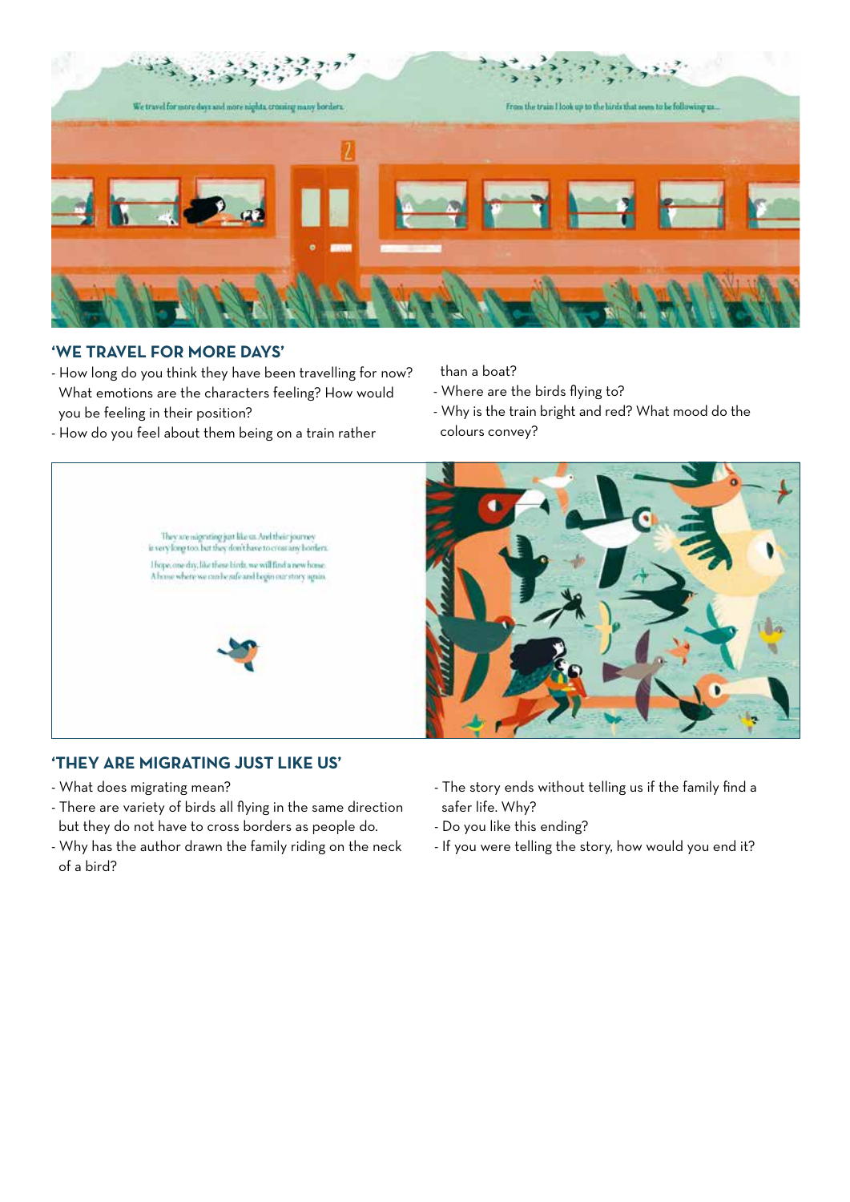## 'WE TRAVEL FOR MORE DAYS'

- How long do you think they have been travelling for now? What emotions are the characters feeling? How would you be feeling in their position?
- How do you feel about them being on a train rather than a boat?
- Where are the birds flying to?
- Why is the train bright and red? What mood do the colours convey?

## 'THEY ARE MIGRATING JUST LIKE US'

- What does migrating mean?
- There are variety of birds all flying in the same direction but they do not have to cross borders as people do.
- Why has the author drawn the family riding on the neck of a bird?
- The story ends without telling us if the family find a safer life. Why?
- Do you like this ending?
- If you were telling the story, how would you end it?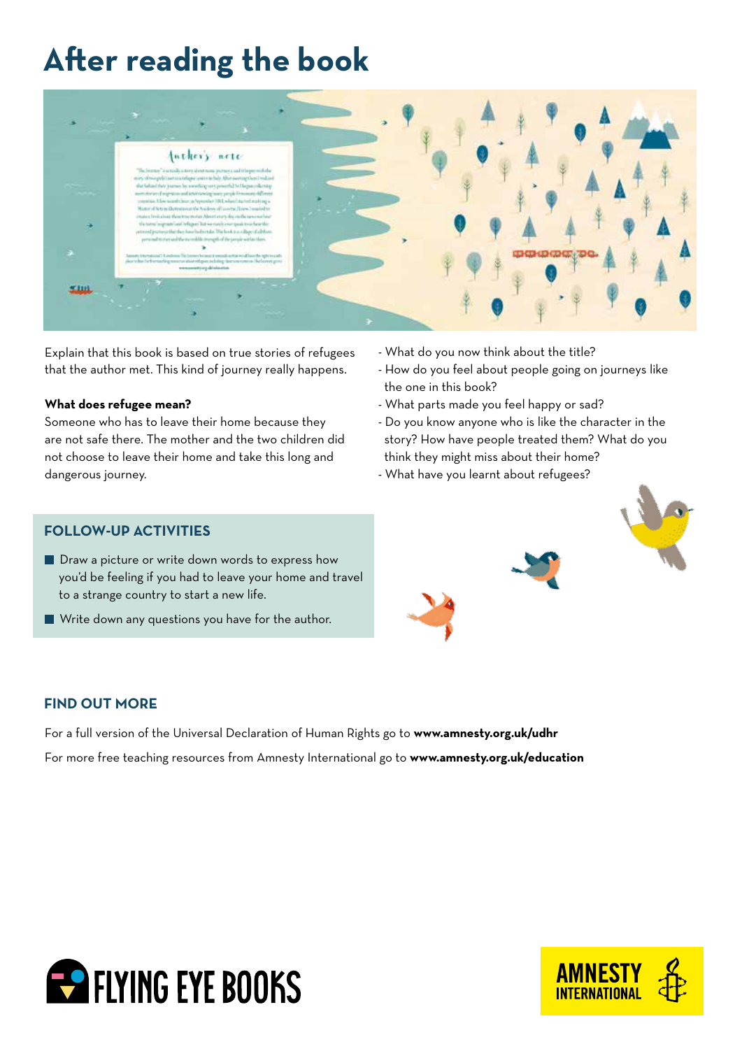# After reading the book

Explain that this book is based on true stories of refugees that the author met. This kind of journey really happens.

**What does refugee mean?**

Someone who has to leave their home because they are not safe there. The mother and the two children did not choose to leave their home and take this long and dangerous journey.

- What do you now think about the title?
- How do you feel about people going on journeys like the one in this book?
- What parts made you feel happy or sad?
- Do you know anyone who is like the character in the story? How have people treated them? What do you think they might miss about their home?
- What have you learnt about refugees?

## FOLLOW-UP ACTIVITIES

- Draw a picture or write down words to express how you'd be feeling if you had to leave your home and travel to a strange country to start a new life.
- Write down any questions you have for the author.

## FIND OUT MORE

For a full version of the Universal Declaration of Human Rights go to **www.amnesty.org.uk/udhr**

For more free teaching resources from Amnesty International go to **www.amnesty.org.uk/education**

FLYING EYE BOOKS

AMNESTY INTERNATIONAL